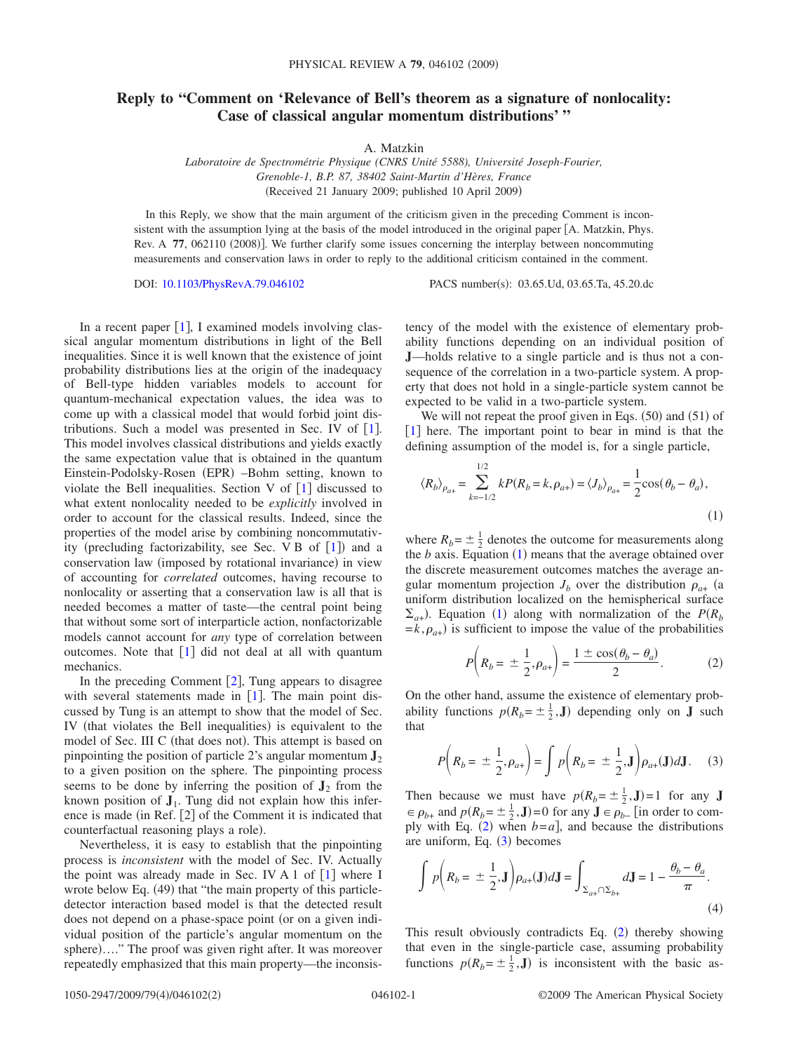# Reply to "Comment on 'Relevance of Bell's theorem as a signature of nonlocality: Case of classical angular momentum distributions' "

A. Matzkin

*Laboratoire de Spectrométrie Physique (CNRS Unité 5588), Université Joseph-Fourier, Grenoble-1, B.P. 87, 38402 Saint-Martin d'Hères, France*

(Received 21 January 2009; published 10 April 2009)

In this Reply, we show that the main argument of the criticism given in the preceding Comment is inconsistent with the assumption lying at the basis of the model introduced in the original paper [A. Matzkin, Phys. Rev. A **77**, 062110 (2008)]. We further clarify some issues concerning the interplay between noncommuting measurements and conservation laws in order to reply to the additional criticism contained in the comment.

DOI: 10.1103/PhysRevA.79.046102    PACS number(s): 03.65.Ud, 03.65.Ta, 45.20.dc

In a recent paper [1], I examined models involving classical angular momentum distributions in light of the Bell inequalities. Since it is well known that the existence of joint probability distributions lies at the origin of the inadequacy of Bell-type hidden variables models to account for quantum-mechanical expectation values, the idea was to come up with a classical model that would forbid joint distributions. Such a model was presented in Sec. IV of [1]. This model involves classical distributions and yields exactly the same expectation value that is obtained in the quantum Einstein-Podolsky-Rosen (EPR) –Bohm setting, known to violate the Bell inequalities. Section V of [1] discussed to what extent nonlocality needed to be *explicitly* involved in order to account for the classical results. Indeed, since the properties of the model arise by combining noncommutativity (precluding factorizability, see Sec. V B of [1]) and a conservation law (imposed by rotational invariance) in view of accounting for *correlated* outcomes, having recourse to nonlocality or asserting that a conservation law is all that is needed becomes a matter of taste—the central point being that without some sort of interparticle action, nonfactorizable models cannot account for *any* type of correlation between outcomes. Note that [1] did not deal at all with quantum mechanics.

In the preceding Comment [2], Tung appears to disagree with several statements made in [1]. The main point discussed by Tung is an attempt to show that the model of Sec. IV (that violates the Bell inequalities) is equivalent to the model of Sec. III C (that does not). This attempt is based on pinpointing the position of particle 2's angular momentum $\mathbf{J}_2$ to a given position on the sphere. The pinpointing process seems to be done by inferring the position of $\mathbf{J}_2$ from the known position of $\mathbf{J}_1$. Tung did not explain how this inference is made (in Ref. [2] of the Comment it is indicated that counterfactual reasoning plays a role).

Nevertheless, it is easy to establish that the pinpointing process is *inconsistent* with the model of Sec. IV. Actually the point was already made in Sec. IV A 1 of [1] where I wrote below Eq. (49) that "the main property of this particle-detector interaction based model is that the detected result does not depend on a phase-space point (or on a given individual position of the particle's angular momentum on the sphere)…." The proof was given right after. It was moreover repeatedly emphasized that this main property—the inconsistency of the model with the existence of elementary probability functions depending on an individual position of $\mathbf{J}$—holds relative to a single particle and is thus not a consequence of the correlation in a two-particle system. A property that does not hold in a single-particle system cannot be expected to be valid in a two-particle system.

We will not repeat the proof given in Eqs. (50) and (51) of [1] here. The important point to bear in mind is that the defining assumption of the model is, for a single particle,

$$\langle R_b \rangle_{\rho_{a+}} = \sum_{k=-1/2}^{1/2} kP(R_b = k, \rho_{a+}) = \langle J_b \rangle_{\rho_{a+}} = \frac{1}{2}\cos(\theta_b - \theta_a), \tag{1}$$

where $R_b = \pm\frac{1}{2}$ denotes the outcome for measurements along the $b$ axis. Equation (1) means that the average obtained over the discrete measurement outcomes matches the average angular momentum projection $J_b$ over the distribution $\rho_{a+}$ (a uniform distribution localized on the hemispherical surface $\Sigma_{a+}$). Equation (1) along with normalization of the $P(R_b = k, \rho_{a+})$ is sufficient to impose the value of the probabilities

$$P\left(R_b = \pm\frac{1}{2}, \rho_{a+}\right) = \frac{1 \pm \cos(\theta_b - \theta_a)}{2}. \tag{2}$$

On the other hand, assume the existence of elementary probability functions $p(R_b = \pm\frac{1}{2}, \mathbf{J})$ depending only on $\mathbf{J}$ such that

$$P\left(R_b = \pm\frac{1}{2}, \rho_{a+}\right) = \int p\left(R_b = \pm\frac{1}{2}, \mathbf{J}\right)\rho_{a+}(\mathbf{J})d\mathbf{J}. \tag{3}$$

Then because we must have $p(R_b = \pm\frac{1}{2}, \mathbf{J}) = 1$ for any $\mathbf{J} \in \rho_{b+}$ and $p(R_b = \pm\frac{1}{2}, \mathbf{J}) = 0$ for any $\mathbf{J} \in \rho_{b-}$ [in order to comply with Eq. (2) when $b = a$], and because the distributions are uniform, Eq. (3) becomes

$$\int p\left(R_b = \pm\frac{1}{2}, \mathbf{J}\right)\rho_{a+}(\mathbf{J})d\mathbf{J} = \int_{\Sigma_{a+}\cap\Sigma_{b+}} d\mathbf{J} = 1 - \frac{\theta_b - \theta_a}{\pi}. \tag{4}$$

This result obviously contradicts Eq. (2) thereby showing that even in the single-particle case, assuming probability functions $p(R_b = \pm\frac{1}{2}, \mathbf{J})$ is inconsistent with the basic as-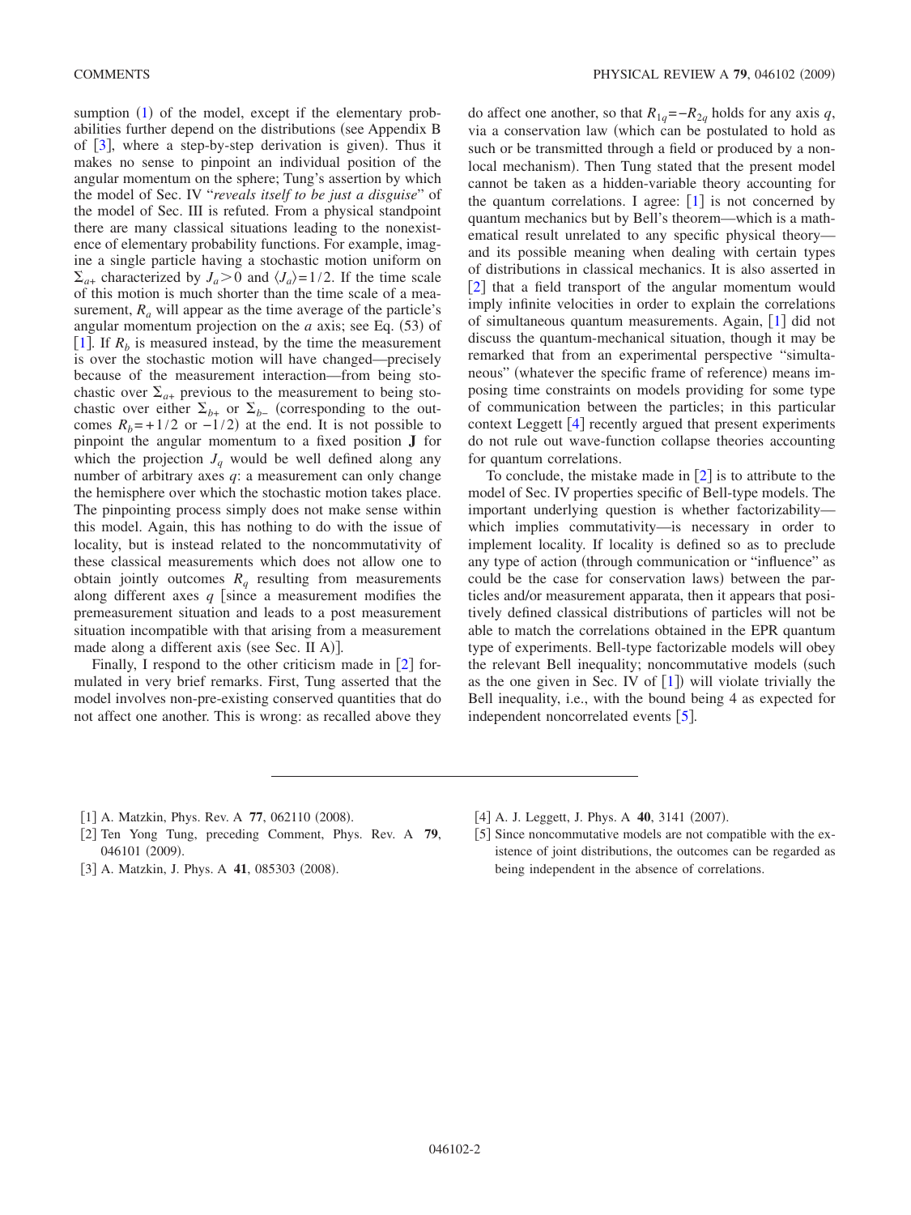sumption (1) of the model, except if the elementary probabilities further depend on the distributions (see Appendix B of [3], where a step-by-step derivation is given). Thus it makes no sense to pinpoint an individual position of the angular momentum on the sphere; Tung's assertion by which the model of Sec. IV "*reveals itself to be just a disguise*" of the model of Sec. III is refuted. From a physical standpoint there are many classical situations leading to the nonexistence of elementary probability functions. For example, imagine a single particle having a stochastic motion uniform on $\Sigma_{a+}$ characterized by $J_a > 0$ and $\langle J_a \rangle = 1/2$. If the time scale of this motion is much shorter than the time scale of a measurement, $R_a$ will appear as the time average of the particle's angular momentum projection on the $a$ axis; see Eq. (53) of [1]. If $R_b$ is measured instead, by the time the measurement is over the stochastic motion will have changed—precisely because of the measurement interaction—from being stochastic over $\Sigma_{a+}$ previous to the measurement to being stochastic over either $\Sigma_{b+}$ or $\Sigma_{b-}$ (corresponding to the outcomes $R_b = +1/2$ or $-1/2$) at the end. It is not possible to pinpoint the angular momentum to a fixed position $\mathbf{J}$ for which the projection $J_q$ would be well defined along any number of arbitrary axes $q$: a measurement can only change the hemisphere over which the stochastic motion takes place. The pinpointing process simply does not make sense within this model. Again, this has nothing to do with the issue of locality, but is instead related to the noncommutativity of these classical measurements which does not allow one to obtain jointly outcomes $R_q$ resulting from measurements along different axes $q$ [since a measurement modifies the premeasurement situation and leads to a post measurement situation incompatible with that arising from a measurement made along a different axis (see Sec. II A)].

Finally, I respond to the other criticism made in [2] formulated in very brief remarks. First, Tung asserted that the model involves non-pre-existing conserved quantities that do not affect one another. This is wrong: as recalled above they do affect one another, so that $R_{1q} = -R_{2q}$ holds for any axis $q$, via a conservation law (which can be postulated to hold as such or be transmitted through a field or produced by a nonlocal mechanism). Then Tung stated that the present model cannot be taken as a hidden-variable theory accounting for the quantum correlations. I agree: [1] is not concerned by quantum mechanics but by Bell's theorem—which is a mathematical result unrelated to any specific physical theory—and its possible meaning when dealing with certain types of distributions in classical mechanics. It is also asserted in [2] that a field transport of the angular momentum would imply infinite velocities in order to explain the correlations of simultaneous quantum measurements. Again, [1] did not discuss the quantum-mechanical situation, though it may be remarked that from an experimental perspective "simultaneous" (whatever the specific frame of reference) means imposing time constraints on models providing for some type of communication between the particles; in this particular context Leggett [4] recently argued that present experiments do not rule out wave-function collapse theories accounting for quantum correlations.

To conclude, the mistake made in [2] is to attribute to the model of Sec. IV properties specific of Bell-type models. The important underlying question is whether factorizability—which implies commutativity—is necessary in order to implement locality. If locality is defined so as to preclude any type of action (through communication or "influence" as could be the case for conservation laws) between the particles and/or measurement apparata, then it appears that positively defined classical distributions of particles will not be able to match the correlations obtained in the EPR quantum type of experiments. Bell-type factorizable models will obey the relevant Bell inequality; noncommutative models (such as the one given in Sec. IV of [1]) will violate trivially the Bell inequality, i.e., with the bound being 4 as expected for independent noncorrelated events [5].

---

[1] A. Matzkin, Phys. Rev. A **77**, 062110 (2008).

[2] Ten Yong Tung, preceding Comment, Phys. Rev. A **79**, 046101 (2009).

[3] A. Matzkin, J. Phys. A **41**, 085303 (2008).

[4] A. J. Leggett, J. Phys. A **40**, 3141 (2007).

[5] Since noncommutative models are not compatible with the existence of joint distributions, the outcomes can be regarded as being independent in the absence of correlations.